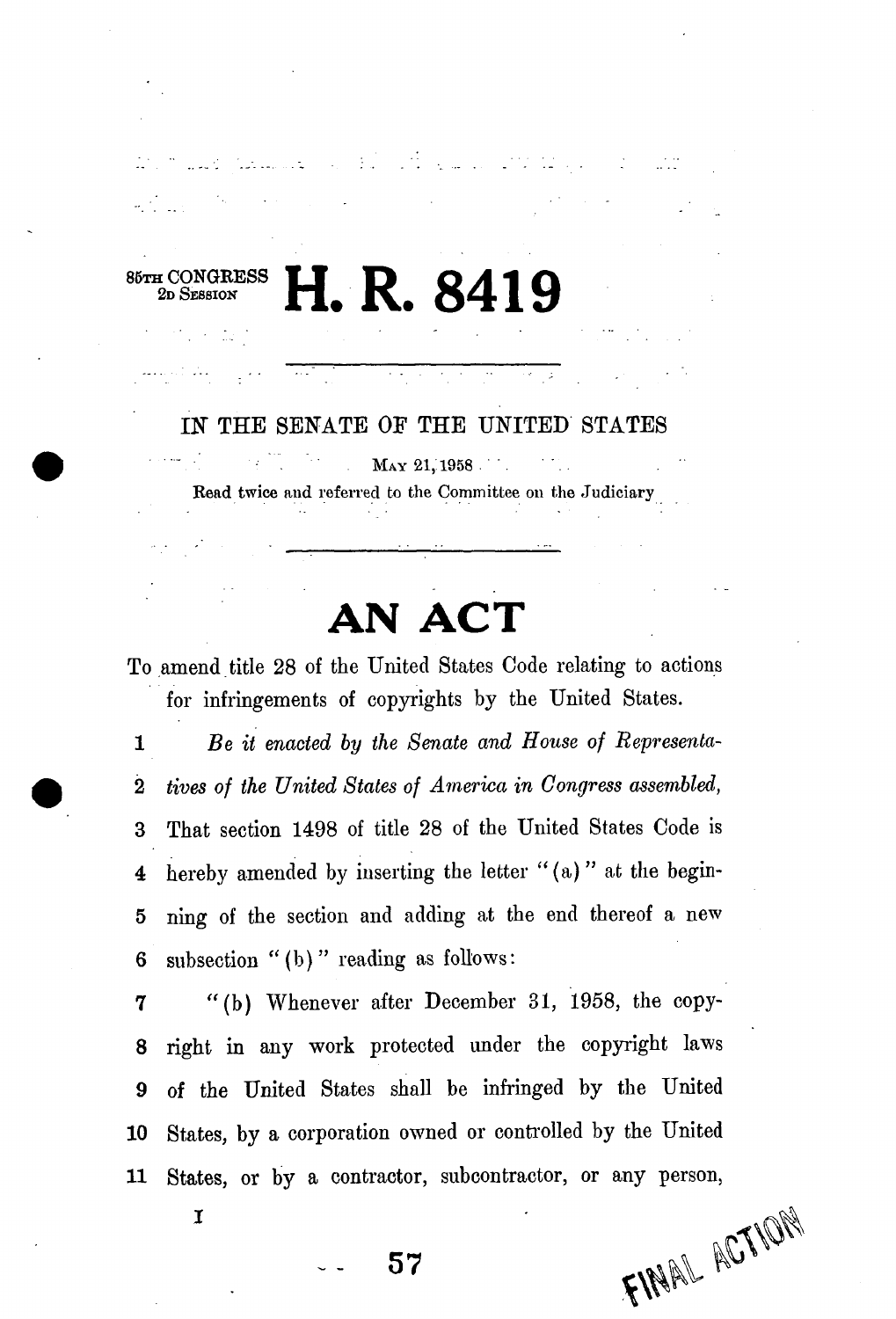85TH CONGRESS
2D SESSION

# H. R. 8419

IN THE SENATE OF THE UNITED STATES

MAY 21, 1958

Read twice and referred to the Committee on the Judiciary

# AN ACT

To amend title 28 of the United States Code relating to actions for infringements of copyrights by the United States.

1 *Be it enacted by the Senate and House of Representa-*
2 *tives of the United States of America in Congress assembled,*
3 That section 1498 of title 28 of the United States Code is
4 hereby amended by inserting the letter "(a)" at the begin-
5 ning of the section and adding at the end thereof a new
6 subsection "(b)" reading as follows:

7 "(b) Whenever after December 31, 1958, the copy-
8 right in any work protected under the copyright laws
9 of the United States shall be infringed by the United
10 States, by a corporation owned or controlled by the United
11 States, or by a contractor, subcontractor, or any person,

I

FINAL ACTION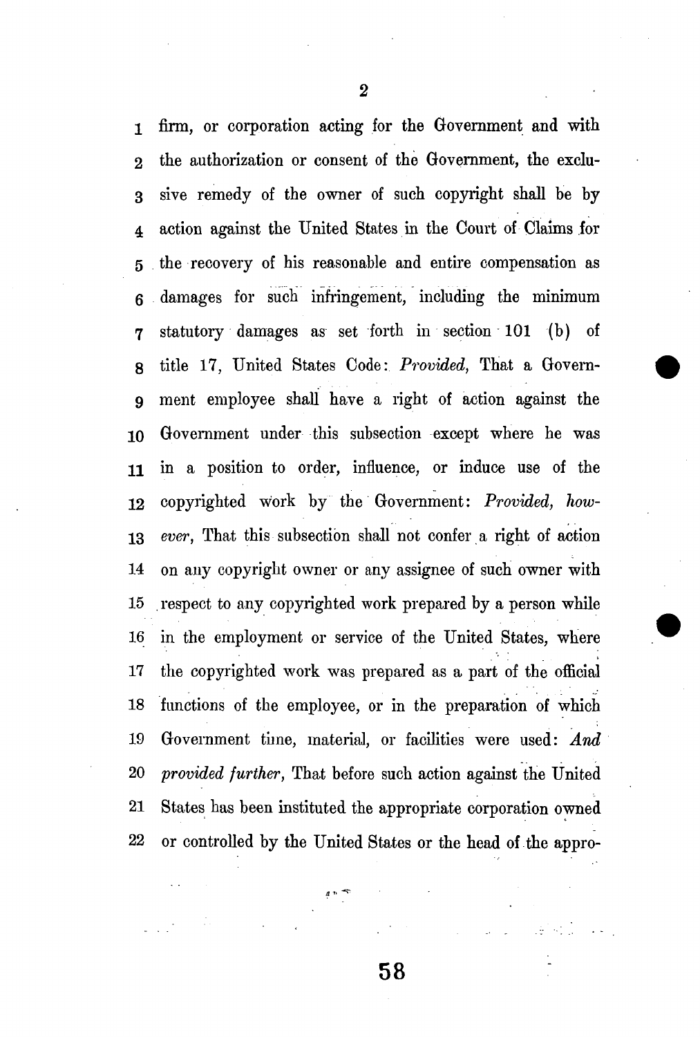firm, or corporation acting for the Government and with the authorization or consent of the Government, the exclusive remedy of the owner of such copyright shall be by action against the United States in the Court of Claims for the recovery of his reasonable and entire compensation as damages for such infringement, including the minimum statutory damages as set forth in section 101 (b) of title 17, United States Code: *Provided,* That a Government employee shall have a right of action against the Government under this subsection except where he was in a position to order, influence, or induce use of the copyrighted work by the Government: *Provided, however,* That this subsection shall not confer a right of action on any copyright owner or any assignee of such owner with respect to any copyrighted work prepared by a person while in the employment or service of the United States, where the copyrighted work was prepared as a part of the official functions of the employee, or in the preparation of which Government time, material, or facilities were used: *And provided further,* That before such action against the United States has been instituted the appropriate corporation owned or controlled by the United States or the head of the appro-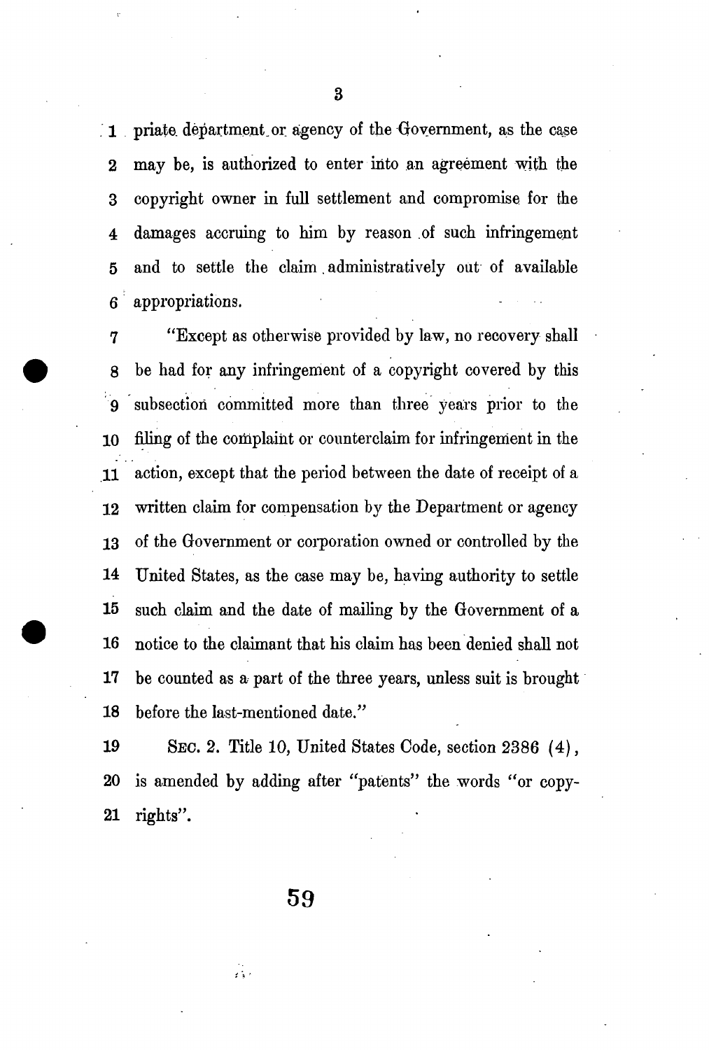priate department or agency of the Government, as the case may be, is authorized to enter into an agreement with the copyright owner in full settlement and compromise for the damages accruing to him by reason of such infringement and to settle the claim administratively out of available appropriations.

"Except as otherwise provided by law, no recovery shall be had for any infringement of a copyright covered by this subsection committed more than three years prior to the filing of the complaint or counterclaim for infringement in the action, except that the period between the date of receipt of a written claim for compensation by the Department or agency of the Government or corporation owned or controlled by the United States, as the case may be, having authority to settle such claim and the date of mailing by the Government of a notice to the claimant that his claim has been denied shall not be counted as a part of the three years, unless suit is brought before the last-mentioned date."

SEC. 2. Title 10, United States Code, section 2386 (4), is amended by adding after "patents" the words "or copyrights".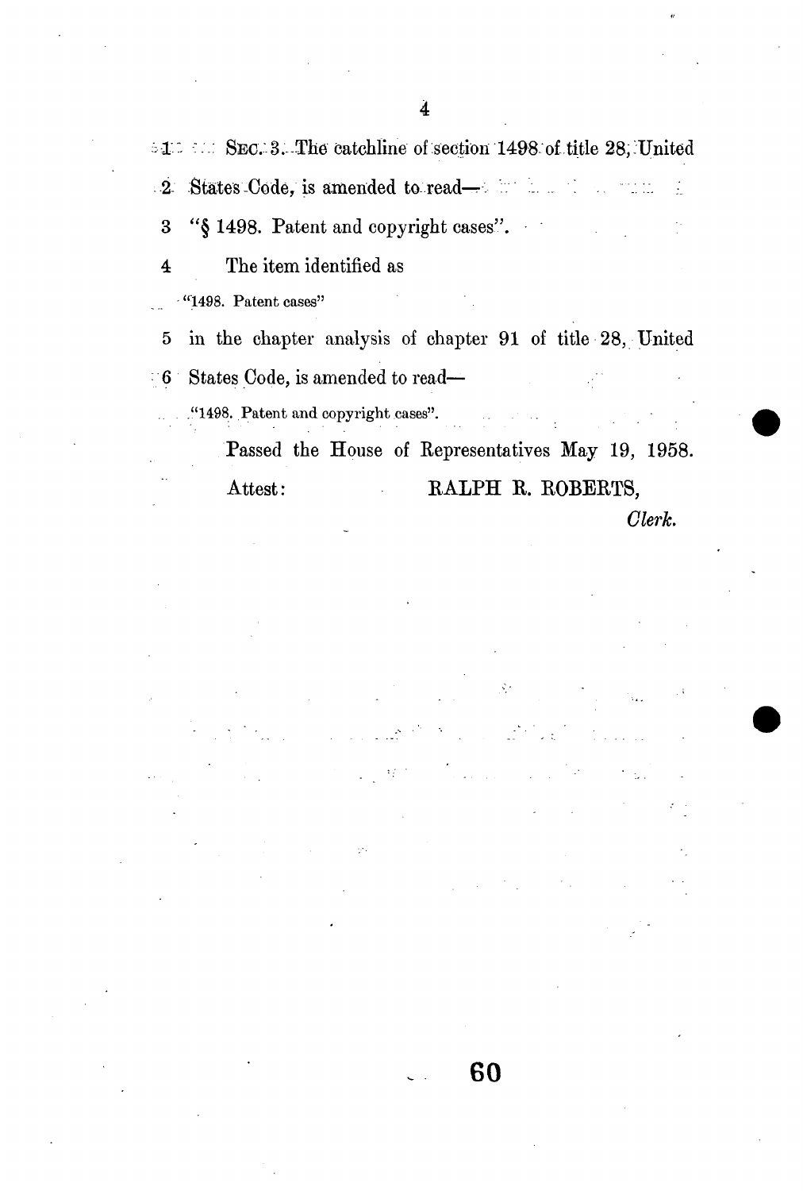1 SEC. 3. The catchline of section 1498 of title 28, United

2 States Code, is amended to read—

3 "§ 1498. Patent and copyright cases".

4 The item identified as

"1498. Patent cases"

5 in the chapter analysis of chapter 91 of title 28, United

6 States Code, is amended to read—

"1498. Patent and copyright cases".

Passed the House of Representatives May 19, 1958.

Attest: RALPH R. ROBERTS,

*Clerk.*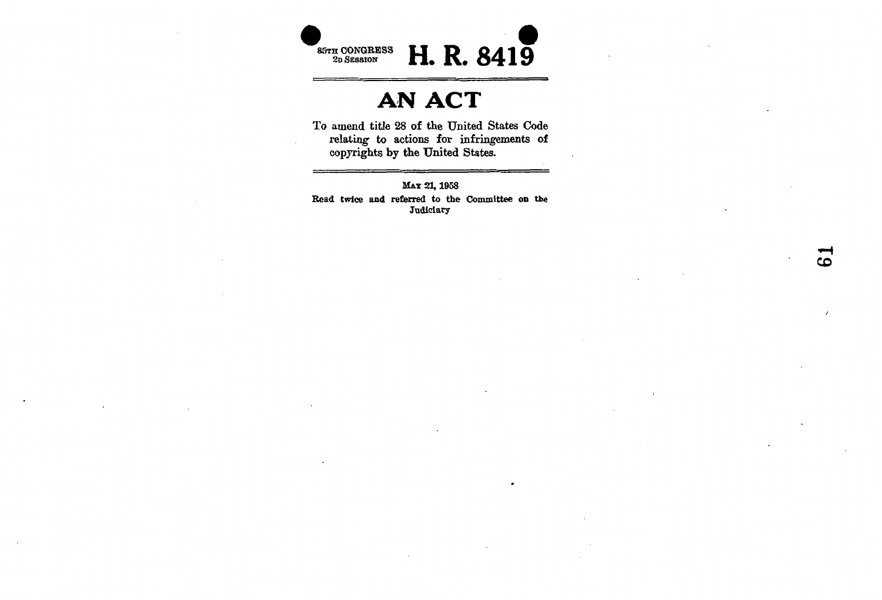85TH CONGRESS
2D SESSION

# H. R. 8419

# AN ACT

To amend title 28 of the United States Code relating to actions for infringements of copyrights by the United States.

MAY 21, 1958

Read twice and referred to the Committee on the Judiciary